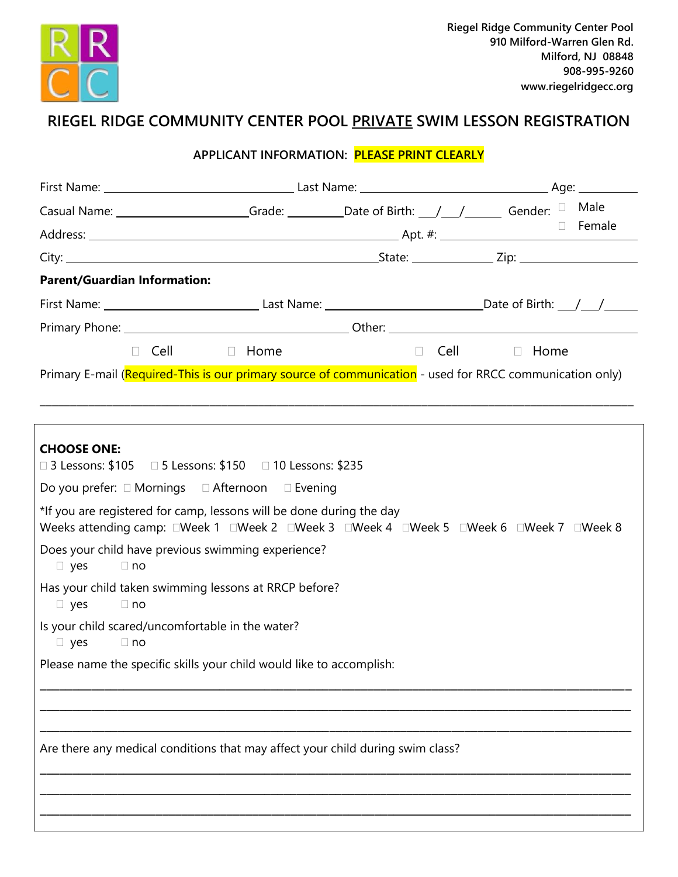Riegel Ridge Community Center Pool
910 Milford-Warren Glen Rd.
Milford, NJ 08848
908-995-9260
www.riegelridgecc.org

# RIEGEL RIDGE COMMUNITY CENTER POOL PRIVATE SWIM LESSON REGISTRATION

**APPLICANT INFORMATION: PLEASE PRINT CLEARLY**

First Name: ______________________ Last Name: ______________________ Age: ________

Casual Name: ________________ Grade: ________ Date of Birth: ___/___/_____ Gender: ☐ Male ☐ Female

Address: ______________________________________ Apt. #: ______________

City: ______________________________________ State: __________ Zip: ______________

**Parent/Guardian Information:**

First Name: ________________ Last Name: ________________ Date of Birth: ___/___/_____

Primary Phone: ______________________ Other: ______________________

☐ Cell ☐ Home ☐ Cell ☐ Home

Primary E-mail (Required-This is our primary source of communication - used for RRCC communication only)

______________________________________________________________________

**CHOOSE ONE:**

☐ 3 Lessons: $105 ☐ 5 Lessons: $150 ☐ 10 Lessons: $235

Do you prefer: ☐ Mornings ☐ Afternoon ☐ Evening

*If you are registered for camp, lessons will be done during the day

Weeks attending camp: ☐Week 1 ☐Week 2 ☐Week 3 ☐Week 4 ☐Week 5 ☐Week 6 ☐Week 7 ☐Week 8

Does your child have previous swimming experience?

☐ yes ☐ no

Has your child taken swimming lessons at RRCP before?

☐ yes ☐ no

Is your child scared/uncomfortable in the water?

☐ yes ☐ no

Please name the specific skills your child would like to accomplish:

______________________________________________________________________

______________________________________________________________________

______________________________________________________________________

Are there any medical conditions that may affect your child during swim class?

______________________________________________________________________

______________________________________________________________________

______________________________________________________________________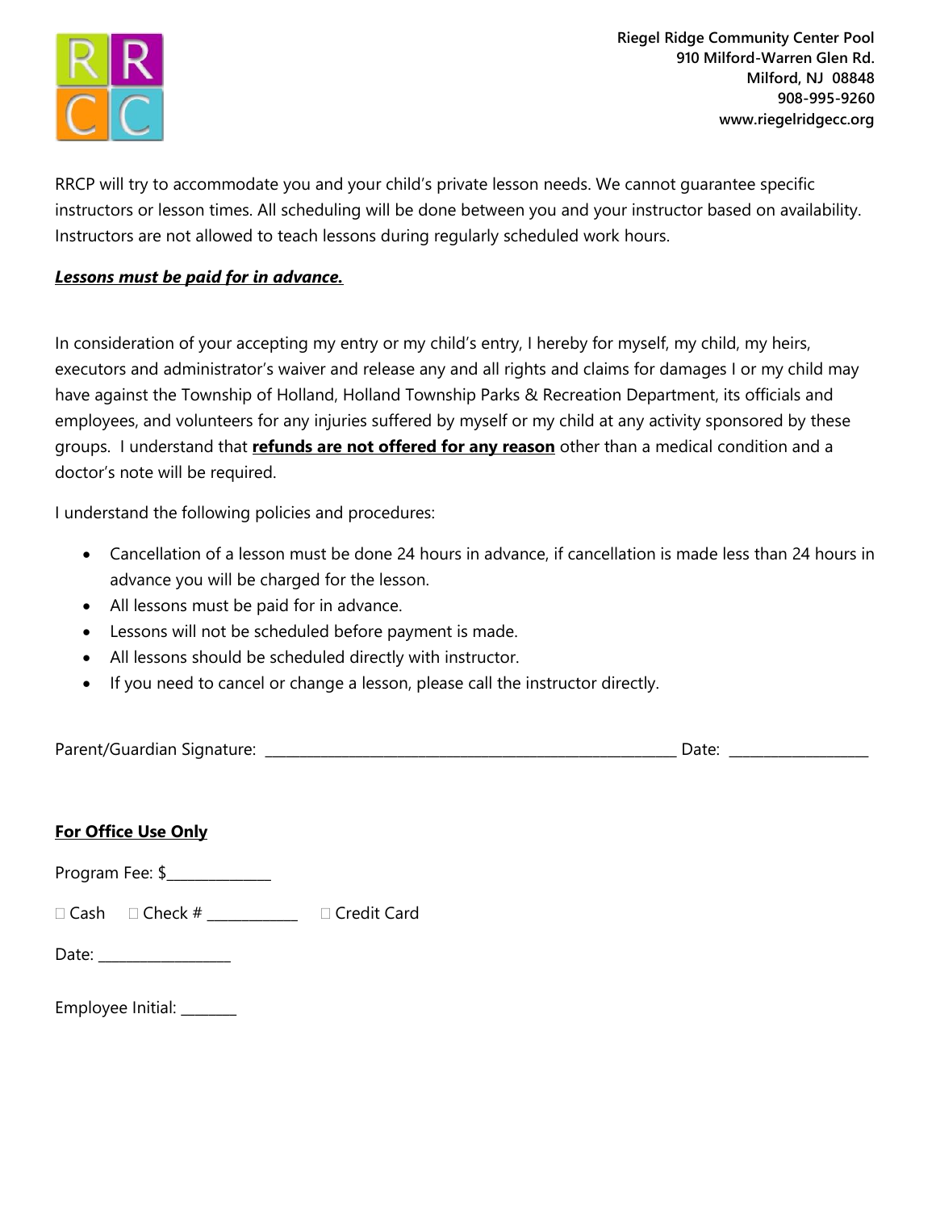**Riegel Ridge Community Center Pool**
**910 Milford-Warren Glen Rd.**
**Milford, NJ 08848**
**908-995-9260**
**www.riegelridgecc.org**

RRCP will try to accommodate you and your child's private lesson needs. We cannot guarantee specific instructors or lesson times. All scheduling will be done between you and your instructor based on availability. Instructors are not allowed to teach lessons during regularly scheduled work hours.

***Lessons must be paid for in advance.***

In consideration of your accepting my entry or my child's entry, I hereby for myself, my child, my heirs, executors and administrator's waiver and release any and all rights and claims for damages I or my child may have against the Township of Holland, Holland Township Parks & Recreation Department, its officials and employees, and volunteers for any injuries suffered by myself or my child at any activity sponsored by these groups. I understand that **refunds are not offered for any reason** other than a medical condition and a doctor's note will be required.

I understand the following policies and procedures:

- Cancellation of a lesson must be done 24 hours in advance, if cancellation is made less than 24 hours in advance you will be charged for the lesson.
- All lessons must be paid for in advance.
- Lessons will not be scheduled before payment is made.
- All lessons should be scheduled directly with instructor.
- If you need to cancel or change a lesson, please call the instructor directly.

Parent/Guardian Signature: ______________________________ Date: ______________

**For Office Use Only**

Program Fee: $____________

☐ Cash ☐ Check # __________ ☐ Credit Card

Date: ______________

Employee Initial: ______